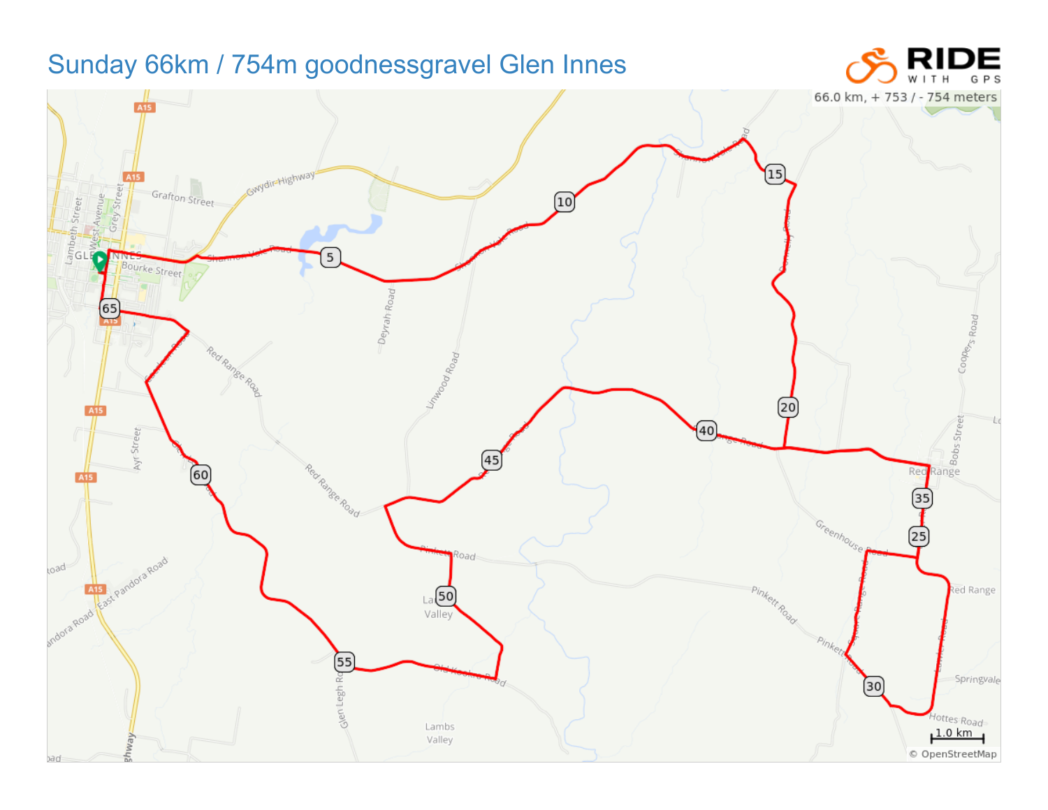# Sunday 66km / 754m goodnessgravel Glen Innes

RIDE WITH GPS

66.0 km, + 753 / - 754 meters

1.0 km

© OpenStreetMap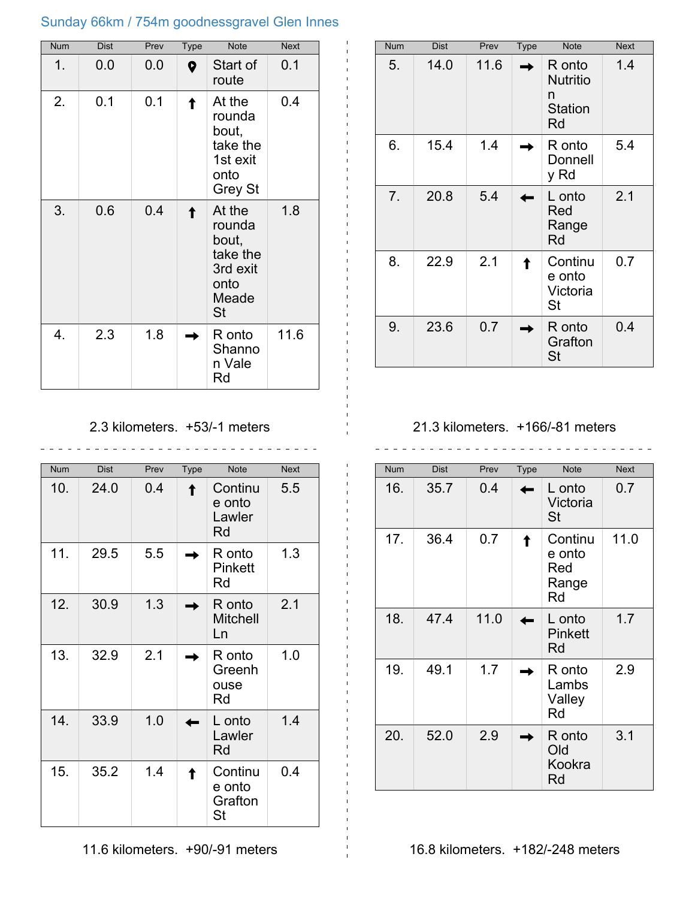Sunday 66km / 754m goodnessgravel Glen Innes

| Num | Dist | Prev | Type | Note | Next |
| --- | --- | --- | --- | --- | --- |
| 1. | 0.0 | 0.0 | 📍 | Start of route | 0.1 |
| 2. | 0.1 | 0.1 | ↑ | At the roundabout, take the 1st exit onto Grey St | 0.4 |
| 3. | 0.6 | 0.4 | ↑ | At the roundabout, take the 3rd exit onto Meade St | 1.8 |
| 4. | 2.3 | 1.8 | → | R onto Shannon Vale Rd | 11.6 |

2.3 kilometers. +53/-1 meters

| Num | Dist | Prev | Type | Note | Next |
| --- | --- | --- | --- | --- | --- |
| 5. | 14.0 | 11.6 | → | R onto Nutrition Station Rd | 1.4 |
| 6. | 15.4 | 1.4 | → | R onto Donnelly Rd | 5.4 |
| 7. | 20.8 | 5.4 | ← | L onto Red Range Rd | 2.1 |
| 8. | 22.9 | 2.1 | ↑ | Continue onto Victoria St | 0.7 |
| 9. | 23.6 | 0.7 | → | R onto Grafton St | 0.4 |

21.3 kilometers. +166/-81 meters

| Num | Dist | Prev | Type | Note | Next |
| --- | --- | --- | --- | --- | --- |
| 10. | 24.0 | 0.4 | ↑ | Continue onto Lawler Rd | 5.5 |
| 11. | 29.5 | 5.5 | → | R onto Pinkett Rd | 1.3 |
| 12. | 30.9 | 1.3 | → | R onto Mitchell Ln | 2.1 |
| 13. | 32.9 | 2.1 | → | R onto Greenhouse Rd | 1.0 |
| 14. | 33.9 | 1.0 | ← | L onto Lawler Rd | 1.4 |
| 15. | 35.2 | 1.4 | ↑ | Continue onto Grafton St | 0.4 |

11.6 kilometers. +90/-91 meters

| Num | Dist | Prev | Type | Note | Next |
| --- | --- | --- | --- | --- | --- |
| 16. | 35.7 | 0.4 | ← | L onto Victoria St | 0.7 |
| 17. | 36.4 | 0.7 | ↑ | Continue onto Red Range Rd | 11.0 |
| 18. | 47.4 | 11.0 | ← | L onto Pinkett Rd | 1.7 |
| 19. | 49.1 | 1.7 | → | R onto Lambs Valley Rd | 2.9 |
| 20. | 52.0 | 2.9 | → | R onto Old Kookra Rd | 3.1 |

16.8 kilometers. +182/-248 meters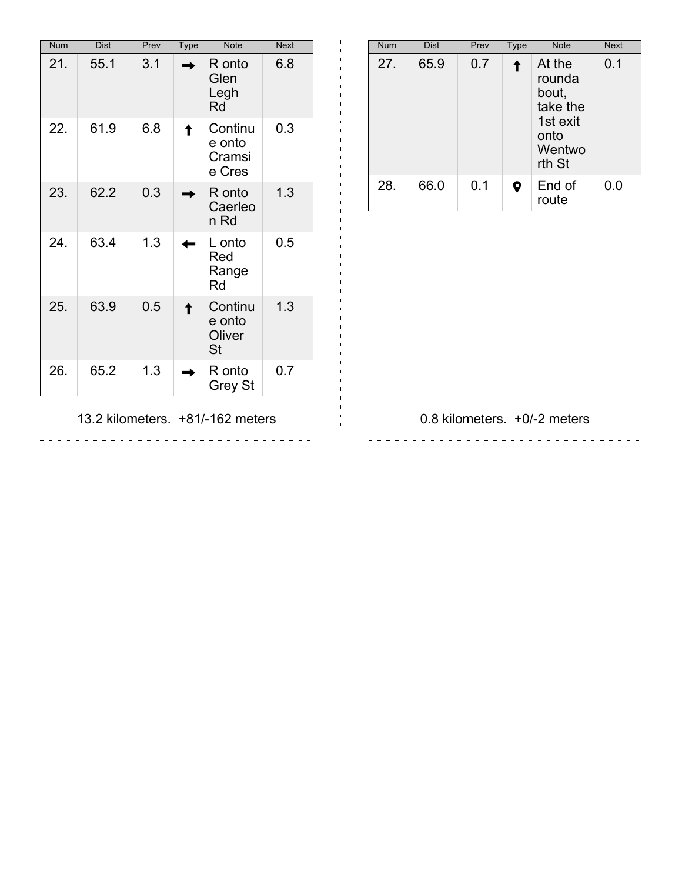| Num | Dist | Prev | Type | Note | Next |
|---|---|---|---|---|---|
| 21. | 55.1 | 3.1 | → | R onto Glen Legh Rd | 6.8 |
| 22. | 61.9 | 6.8 | ↑ | Continue onto Cramsie Cres | 0.3 |
| 23. | 62.2 | 0.3 | → | R onto Caerleon Rd | 1.3 |
| 24. | 63.4 | 1.3 | ← | L onto Red Range Rd | 0.5 |
| 25. | 63.9 | 0.5 | ↑ | Continue onto Oliver St | 1.3 |
| 26. | 65.2 | 1.3 | → | R onto Grey St | 0.7 |

13.2 kilometers. +81/-162 meters

| Num | Dist | Prev | Type | Note | Next |
|---|---|---|---|---|---|
| 27. | 65.9 | 0.7 | ↑ | At the roundabout, take the 1st exit onto Wentworth St | 0.1 |
| 28. | 66.0 | 0.1 | 📍 | End of route | 0.0 |

0.8 kilometers. +0/-2 meters